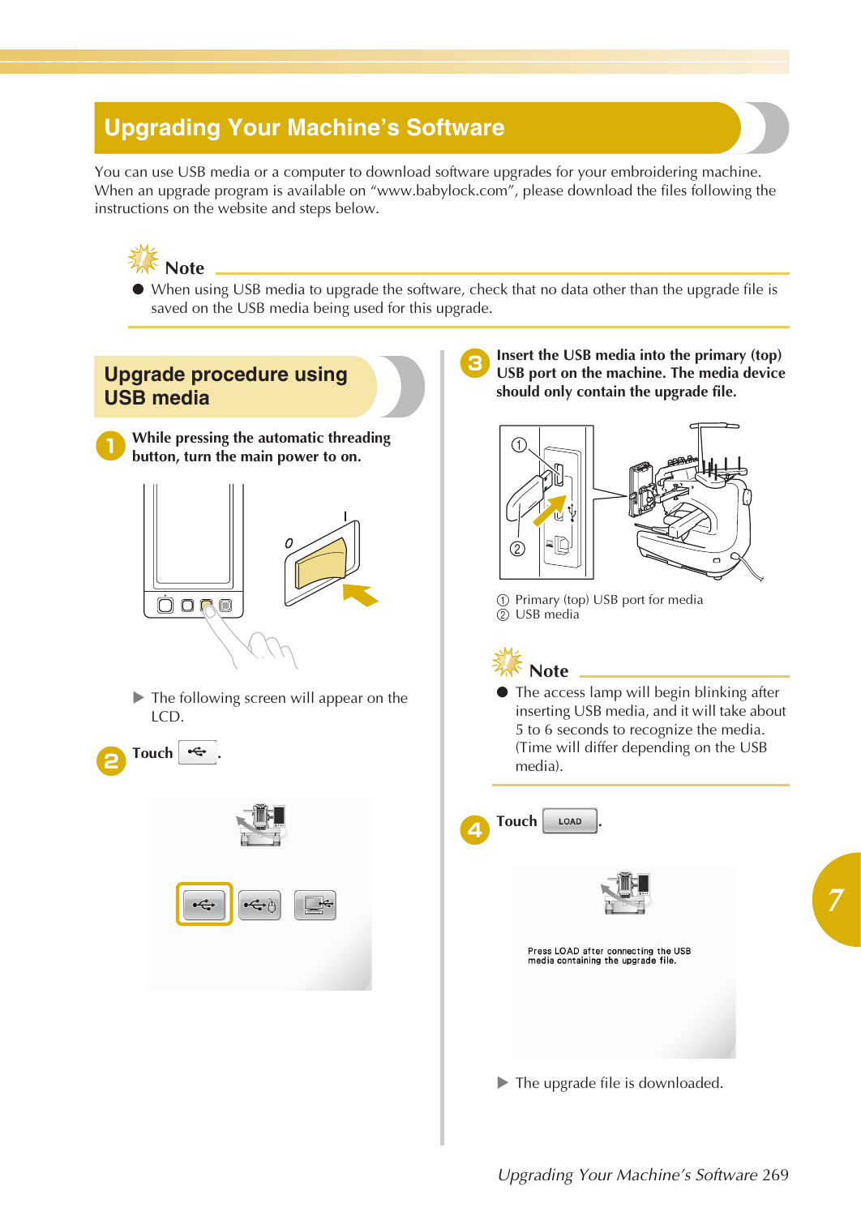# Upgrading Your Machine's Software

You can use USB media or a computer to download software upgrades for your embroidering machine. When an upgrade program is available on "www.babylock.com", please download the files following the instructions on the website and steps below.

**Note**

- When using USB media to upgrade the software, check that no data other than the upgrade file is saved on the USB media being used for this upgrade.

## Upgrade procedure using USB media

**1** **While pressing the automatic threading button, turn the main power to on.**

▶ The following screen will appear on the LCD.

**2** **Touch** [USB button].

**3** **Insert the USB media into the primary (top) USB port on the machine. The media device should only contain the upgrade file.**

① Primary (top) USB port for media
② USB media

**Note**

- The access lamp will begin blinking after inserting USB media, and it will take about 5 to 6 seconds to recognize the media. (Time will differ depending on the USB media).

**4** **Touch** LOAD.

Press LOAD after connecting the USB media containing the upgrade file.

▶ The upgrade file is downloaded.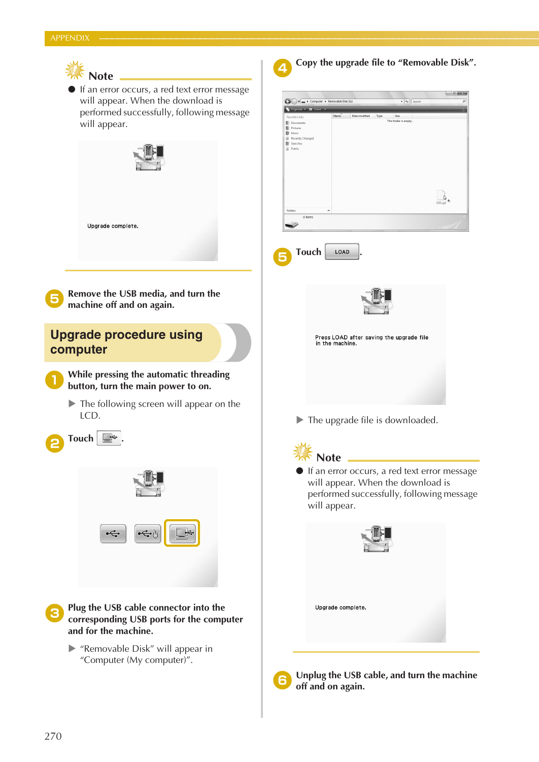**Note**

- If an error occurs, a red text error message will appear. When the download is performed successfully, following message will appear.

Upgrade complete.

**5** **Remove the USB media, and turn the machine off and on again.**

## Upgrade procedure using computer

**1** **While pressing the automatic threading button, turn the main power to on.**

▶ The following screen will appear on the LCD.

**2** **Touch** .

**3** **Plug the USB cable connector into the corresponding USB ports for the computer and for the machine.**

▶ "Removable Disk" will appear in "Computer (My computer)".

**4** **Copy the upgrade file to "Removable Disk".**

**5** **Touch** LOAD.

Press LOAD after saving the upgrade file in the machine.

▶ The upgrade file is downloaded.

**Note**

- If an error occurs, a red text error message will appear. When the download is performed successfully, following message will appear.

Upgrade complete.

**6** **Unplug the USB cable, and turn the machine off and on again.**